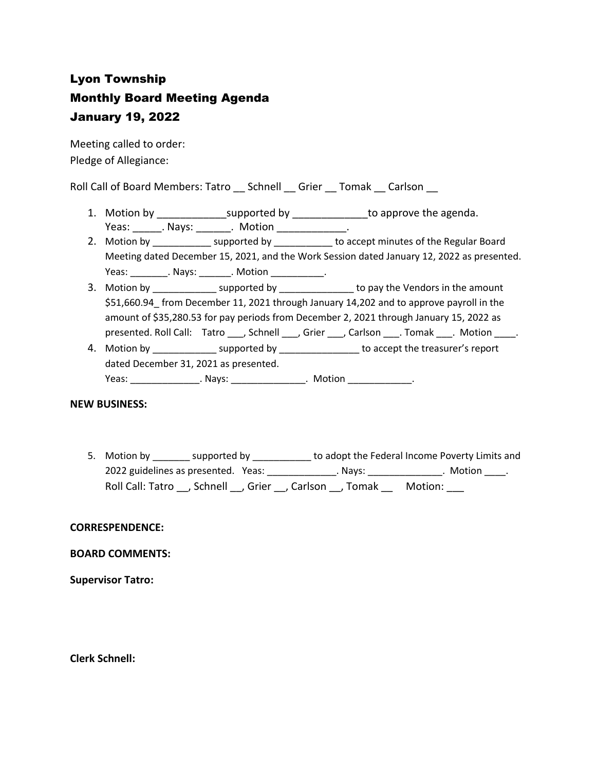# Lyon Township
# Monthly Board Meeting Agenda
# January 19, 2022

Meeting called to order:
Pledge of Allegiance:

Roll Call of Board Members: Tatro __ Schnell __ Grier __ Tomak __ Carlson __

1. Motion by ____________supported by _____________to approve the agenda.
   Yeas: _____. Nays: ______. Motion ____________.
2. Motion by ___________ supported by ___________ to accept minutes of the Regular Board Meeting dated December 15, 2021, and the Work Session dated January 12, 2022 as presented.
   Yeas: _______. Nays: ______. Motion __________.
3. Motion by ____________ supported by ______________ to pay the Vendors in the amount $51,660.94_ from December 11, 2021 through January 14,202 and to approve payroll in the amount of $35,280.53 for pay periods from December 2, 2021 through January 15, 2022 as presented. Roll Call: Tatro ___, Schnell ___, Grier ___, Carlson ___. Tomak ___. Motion ____.
4. Motion by ____________ supported by _______________ to accept the treasurer's report dated December 31, 2021 as presented.
   Yeas: _____________. Nays: ______________. Motion ____________.

**NEW BUSINESS:**

5. Motion by _______ supported by ___________ to adopt the Federal Income Poverty Limits and 2022 guidelines as presented. Yeas: _____________. Nays: ______________. Motion ____.
   Roll Call: Tatro __, Schnell __, Grier __, Carlson __, Tomak __ Motion: ___

**CORRESPENDENCE:**

**BOARD COMMENTS:**

**Supervisor Tatro:**

**Clerk Schnell:**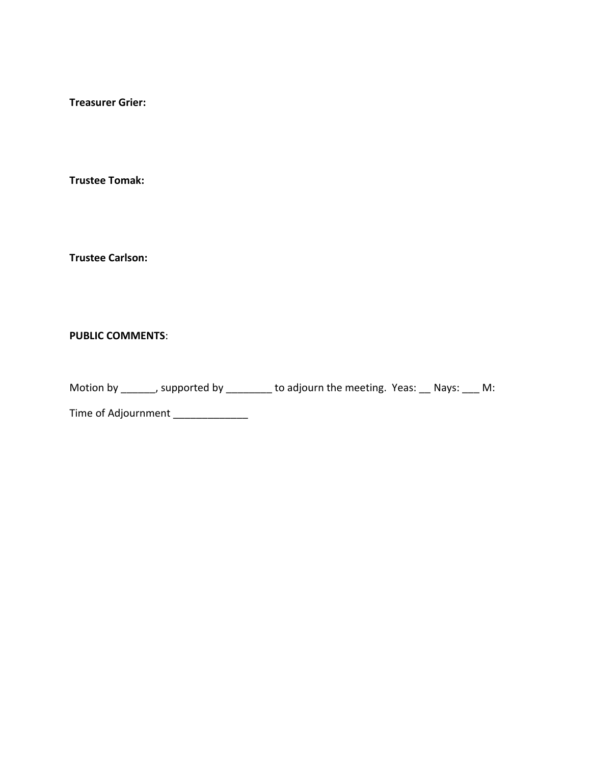**Treasurer Grier:**

**Trustee Tomak:**

**Trustee Carlson:**

**PUBLIC COMMENTS**:

Motion by ______, supported by ________ to adjourn the meeting. Yeas: __ Nays: ___ M:

Time of Adjournment _____________